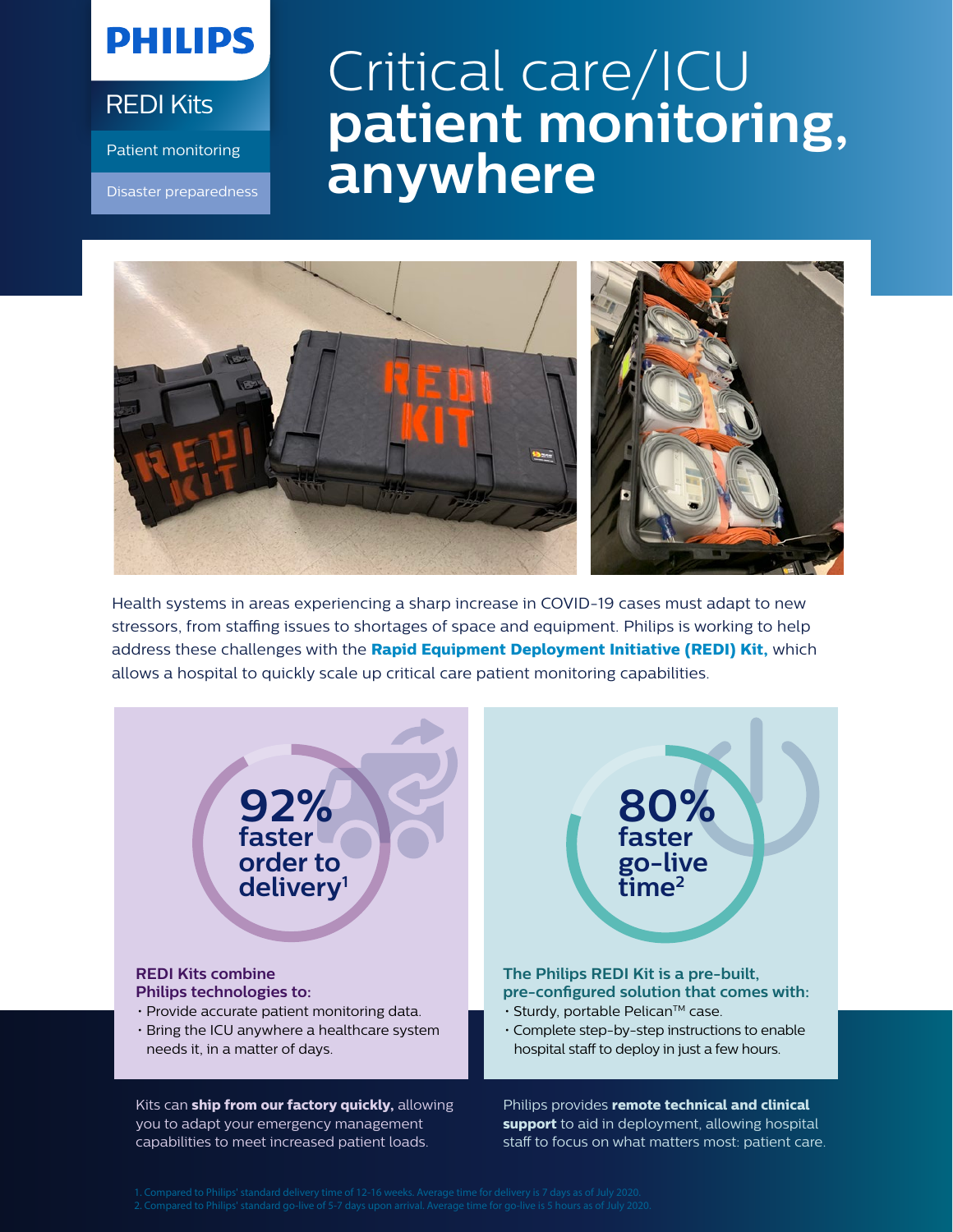PHILIPS

REDI Kits

Patient monitoring

Disaster preparedness

# Critical care/ICU **patient monitoring, anywhere**

Health systems in areas experiencing a sharp increase in COVID-19 cases must adapt to new stressors, from staffing issues to shortages of space and equipment. Philips is working to help address these challenges with the **Rapid Equipment Deployment Initiative (REDI) Kit,** which allows a hospital to quickly scale up critical care patient monitoring capabilities.

**92% faster order to delivery**[1]

**REDI Kits combine Philips technologies to:**

- Provide accurate patient monitoring data.
- Bring the ICU anywhere a healthcare system needs it, in a matter of days.

Kits can **ship from our factory quickly,** allowing you to adapt your emergency management capabilities to meet increased patient loads.

**80% faster go-live time**[2]

**The Philips REDI Kit is a pre-built, pre-configured solution that comes with:**

- Sturdy, portable Pelican™ case.
- Complete step-by-step instructions to enable hospital staff to deploy in just a few hours.

Philips provides **remote technical and clinical support** to aid in deployment, allowing hospital staff to focus on what matters most: patient care.

1. Compared to Philips' standard delivery time of 12-16 weeks. Average time for delivery is 7 days as of July 2020.
2. Compared to Philips' standard go-live of 5-7 days upon arrival. Average time for go-live is 5 hours as of July 2020.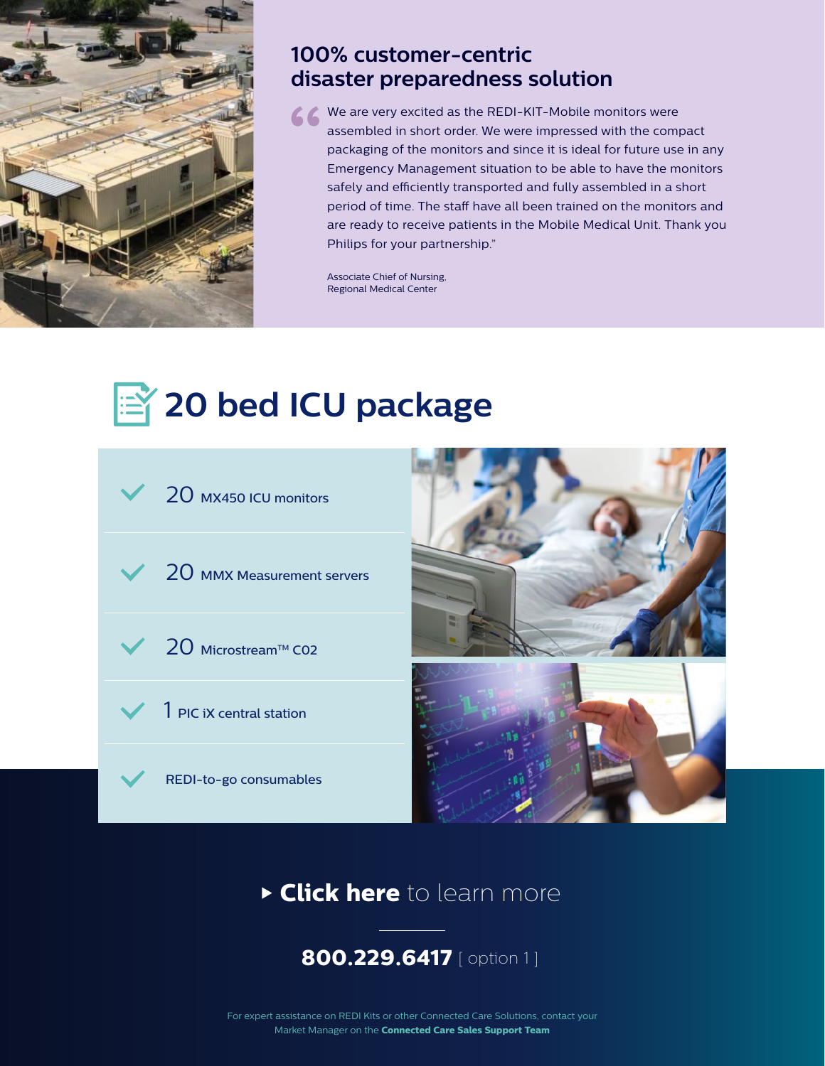## 100% customer-centric disaster preparedness solution

“We are very excited as the REDI-KIT-Mobile monitors were assembled in short order. We were impressed with the compact packaging of the monitors and since it is ideal for future use in any Emergency Management situation to be able to have the monitors safely and efficiently transported and fully assembled in a short period of time. The staff have all been trained on the monitors and are ready to receive patients in the Mobile Medical Unit. Thank you Philips for your partnership.”

Associate Chief of Nursing,
Regional Medical Center

# 20 bed ICU package

- 20 MX450 ICU monitors
- 20 MMX Measurement servers
- 20 Microstream™ C02
- 1 PIC iX central station
- REDI-to-go consumables

▸ **Click here** to learn more

**800.229.6417** [ option 1 ]

For expert assistance on REDI Kits or other Connected Care Solutions, contact your Market Manager on the **Connected Care Sales Support Team**